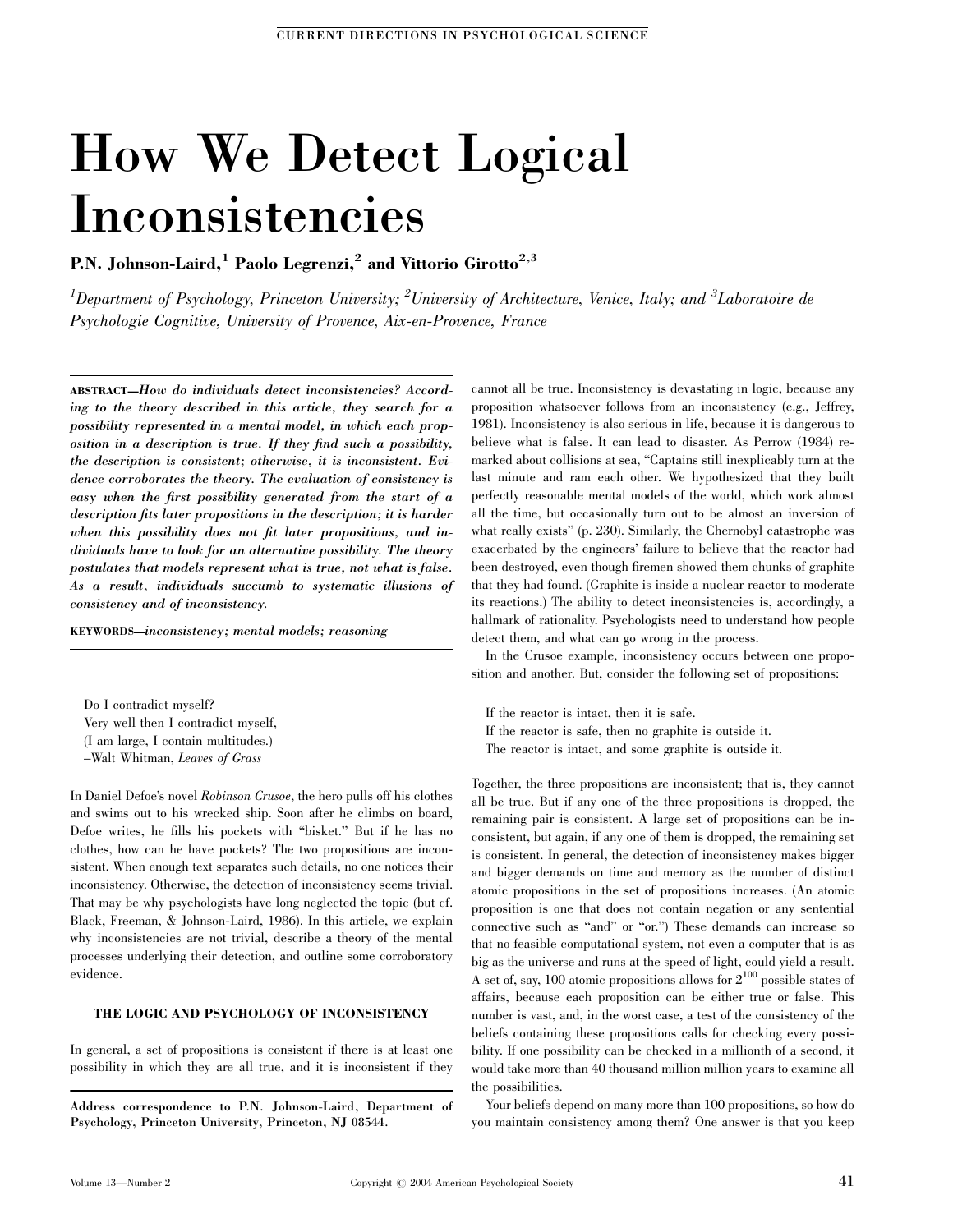# How We Detect Logical Inconsistencies

**P.N. Johnson-Laird,[1] Paolo Legrenzi,[2] and Vittorio Girotto[2,3]**

*[1]Department of Psychology, Princeton University; [2]University of Architecture, Venice, Italy; and [3]Laboratoire de Psychologie Cognitive, University of Provence, Aix-en-Provence, France*

**ABSTRACT—*How do individuals detect inconsistencies? According to the theory described in this article, they search for a possibility represented in a mental model, in which each proposition in a description is true. If they find such a possibility, the description is consistent; otherwise, it is inconsistent. Evidence corroborates the theory. The evaluation of consistency is easy when the first possibility generated from the start of a description fits later propositions in the description; it is harder when this possibility does not fit later propositions, and individuals have to look for an alternative possibility. The theory postulates that models represent what is true, not what is false. As a result, individuals succumb to systematic illusions of consistency and of inconsistency.***

**KEYWORDS—*inconsistency; mental models; reasoning***

> Do I contradict myself?
> Very well then I contradict myself,
> (I am large, I contain multitudes.)
> –Walt Whitman, *Leaves of Grass*

In Daniel Defoe's novel *Robinson Crusoe*, the hero pulls off his clothes and swims out to his wrecked ship. Soon after he climbs on board, Defoe writes, he fills his pockets with "bisket." But if he has no clothes, how can he have pockets? The two propositions are inconsistent. When enough text separates such details, no one notices their inconsistency. Otherwise, the detection of inconsistency seems trivial. That may be why psychologists have long neglected the topic (but cf. Black, Freeman, & Johnson-Laird, 1986). In this article, we explain why inconsistencies are not trivial, describe a theory of the mental processes underlying their detection, and outline some corroboratory evidence.

## THE LOGIC AND PSYCHOLOGY OF INCONSISTENCY

In general, a set of propositions is consistent if there is at least one possibility in which they are all true, and it is inconsistent if they cannot all be true. Inconsistency is devastating in logic, because any proposition whatsoever follows from an inconsistency (e.g., Jeffrey, 1981). Inconsistency is also serious in life, because it is dangerous to believe what is false. It can lead to disaster. As Perrow (1984) remarked about collisions at sea, "Captains still inexplicably turn at the last minute and ram each other. We hypothesized that they built perfectly reasonable mental models of the world, which work almost all the time, but occasionally turn out to be almost an inversion of what really exists" (p. 230). Similarly, the Chernobyl catastrophe was exacerbated by the engineers' failure to believe that the reactor had been destroyed, even though firemen showed them chunks of graphite that they had found. (Graphite is inside a nuclear reactor to moderate its reactions.) The ability to detect inconsistencies is, accordingly, a hallmark of rationality. Psychologists need to understand how people detect them, and what can go wrong in the process.

In the Crusoe example, inconsistency occurs between one proposition and another. But, consider the following set of propositions:

> If the reactor is intact, then it is safe.
> If the reactor is safe, then no graphite is outside it.
> The reactor is intact, and some graphite is outside it.

Together, the three propositions are inconsistent; that is, they cannot all be true. But if any one of the three propositions is dropped, the remaining pair is consistent. A large set of propositions can be inconsistent, but again, if any one of them is dropped, the remaining set is consistent. In general, the detection of inconsistency makes bigger and bigger demands on time and memory as the number of distinct atomic propositions in the set of propositions increases. (An atomic proposition is one that does not contain negation or any sentential connective such as "and" or "or.") These demands can increase so that no feasible computational system, not even a computer that is as big as the universe and runs at the speed of light, could yield a result. A set of, say, 100 atomic propositions allows for $2^{100}$ possible states of affairs, because each proposition can be either true or false. This number is vast, and, in the worst case, a test of the consistency of the beliefs containing these propositions calls for checking every possibility. If one possibility can be checked in a millionth of a second, it would take more than 40 thousand million million years to examine all the possibilities.

Your beliefs depend on many more than 100 propositions, so how do you maintain consistency among them? One answer is that you keep

Address correspondence to P.N. Johnson-Laird, Department of Psychology, Princeton University, Princeton, NJ 08544.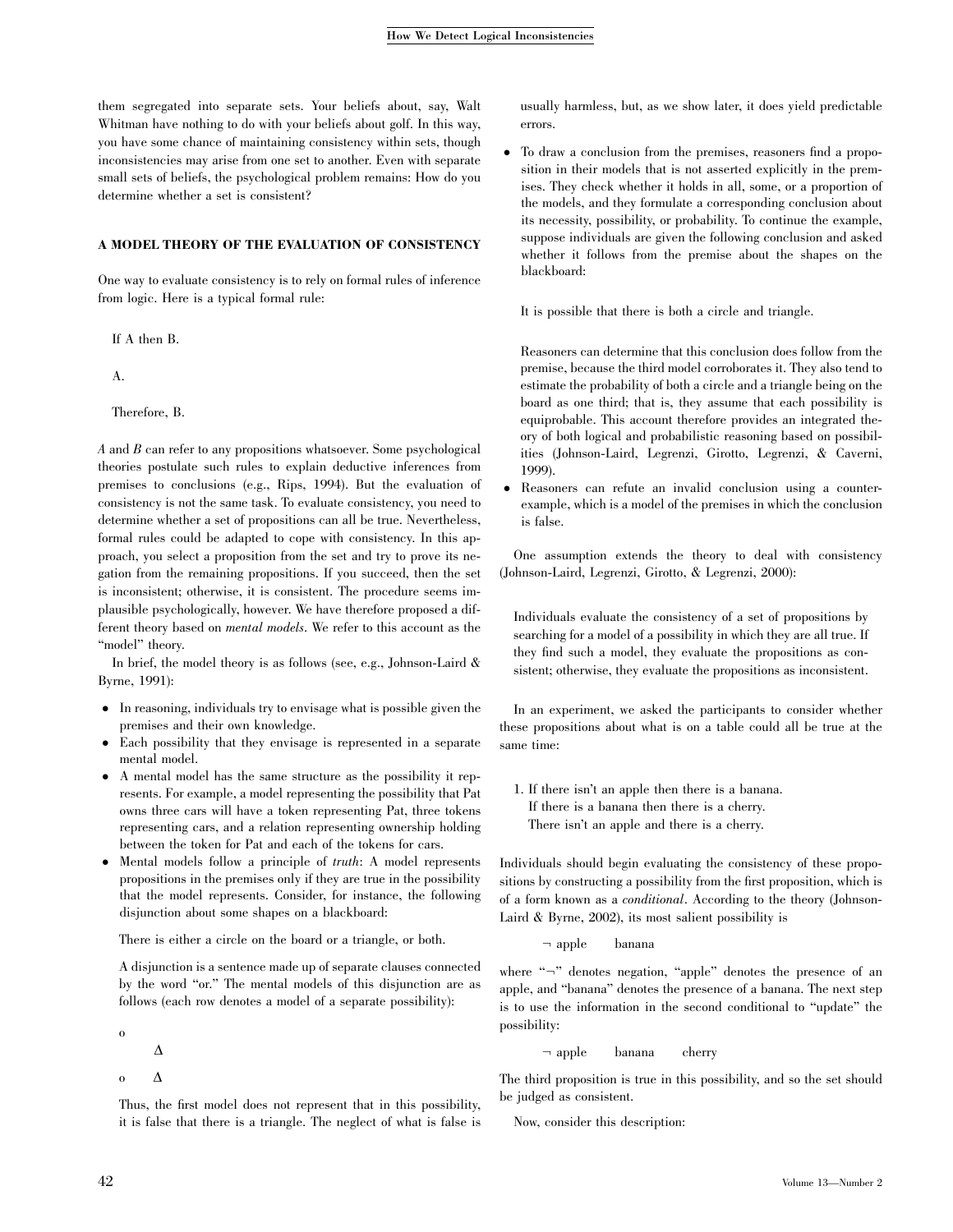them segregated into separate sets. Your beliefs about, say, Walt Whitman have nothing to do with your beliefs about golf. In this way, you have some chance of maintaining consistency within sets, though inconsistencies may arise from one set to another. Even with separate small sets of beliefs, the psychological problem remains: How do you determine whether a set is consistent?

## A MODEL THEORY OF THE EVALUATION OF CONSISTENCY

One way to evaluate consistency is to rely on formal rules of inference from logic. Here is a typical formal rule:

If A then B.

A.

Therefore, B.

*A* and *B* can refer to any propositions whatsoever. Some psychological theories postulate such rules to explain deductive inferences from premises to conclusions (e.g., Rips, 1994). But the evaluation of consistency is not the same task. To evaluate consistency, you need to determine whether a set of propositions can all be true. Nevertheless, formal rules could be adapted to cope with consistency. In this approach, you select a proposition from the set and try to prove its negation from the remaining propositions. If you succeed, then the set is inconsistent; otherwise, it is consistent. The procedure seems implausible psychologically, however. We have therefore proposed a different theory based on *mental models*. We refer to this account as the "model" theory.

In brief, the model theory is as follows (see, e.g., Johnson-Laird & Byrne, 1991):

- In reasoning, individuals try to envisage what is possible given the premises and their own knowledge.
- Each possibility that they envisage is represented in a separate mental model.
- A mental model has the same structure as the possibility it represents. For example, a model representing the possibility that Pat owns three cars will have a token representing Pat, three tokens representing cars, and a relation representing ownership holding between the token for Pat and each of the tokens for cars.
- Mental models follow a principle of *truth*: A model represents propositions in the premises only if they are true in the possibility that the model represents. Consider, for instance, the following disjunction about some shapes on a blackboard:

  There is either a circle on the board or a triangle, or both.

  A disjunction is a sentence made up of separate clauses connected by the word "or." The mental models of this disjunction are as follows (each row denotes a model of a separate possibility):

  ```
  o
       Δ
  o    Δ
  ```

  Thus, the first model does not represent that in this possibility, it is false that there is a triangle. The neglect of what is false is usually harmless, but, as we show later, it does yield predictable errors.
- To draw a conclusion from the premises, reasoners find a proposition in their models that is not asserted explicitly in the premises. They check whether it holds in all, some, or a proportion of the models, and they formulate a corresponding conclusion about its necessity, possibility, or probability. To continue the example, suppose individuals are given the following conclusion and asked whether it follows from the premise about the shapes on the blackboard:

  It is possible that there is both a circle and triangle.

  Reasoners can determine that this conclusion does follow from the premise, because the third model corroborates it. They also tend to estimate the probability of both a circle and a triangle being on the board as one third; that is, they assume that each possibility is equiprobable. This account therefore provides an integrated theory of both logical and probabilistic reasoning based on possibilities (Johnson-Laird, Legrenzi, Girotto, Legrenzi, & Caverni, 1999).
- Reasoners can refute an invalid conclusion using a counterexample, which is a model of the premises in which the conclusion is false.

One assumption extends the theory to deal with consistency (Johnson-Laird, Legrenzi, Girotto, & Legrenzi, 2000):

> Individuals evaluate the consistency of a set of propositions by searching for a model of a possibility in which they are all true. If they find such a model, they evaluate the propositions as consistent; otherwise, they evaluate the propositions as inconsistent.

In an experiment, we asked the participants to consider whether these propositions about what is on a table could all be true at the same time:

1. If there isn't an apple then there is a banana.
   If there is a banana then there is a cherry.
   There isn't an apple and there is a cherry.

Individuals should begin evaluating the consistency of these propositions by constructing a possibility from the first proposition, which is of a form known as a *conditional*. According to the theory (Johnson-Laird & Byrne, 2002), its most salient possibility is

¬ apple    banana

where "¬" denotes negation, "apple" denotes the presence of an apple, and "banana" denotes the presence of a banana. The next step is to use the information in the second conditional to "update" the possibility:

¬ apple    banana    cherry

The third proposition is true in this possibility, and so the set should be judged as consistent.

Now, consider this description: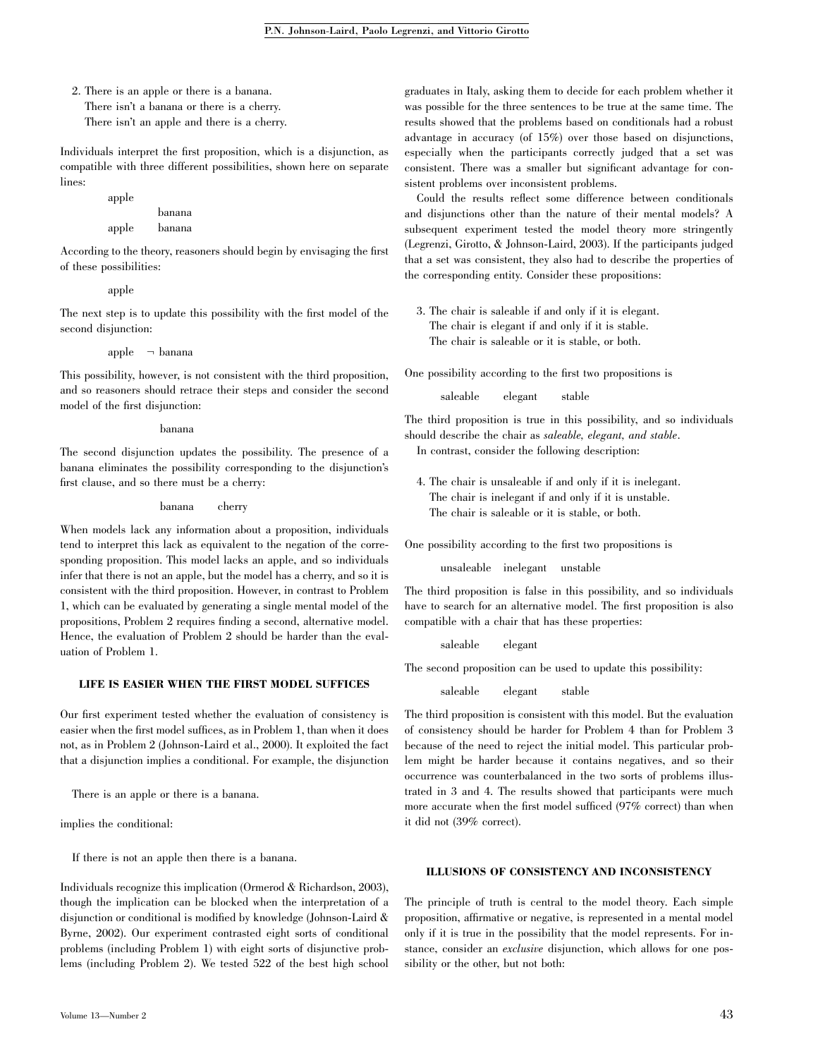2. There is an apple or there is a banana.
   There isn't a banana or there is a cherry.
   There isn't an apple and there is a cherry.

Individuals interpret the first proposition, which is a disjunction, as compatible with three different possibilities, shown here on separate lines:

```
apple
        banana
apple   banana
```

According to the theory, reasoners should begin by envisaging the first of these possibilities:

```
apple
```

The next step is to update this possibility with the first model of the second disjunction:

```
apple   ¬ banana
```

This possibility, however, is not consistent with the third proposition, and so reasoners should retrace their steps and consider the second model of the first disjunction:

```
        banana
```

The second disjunction updates the possibility. The presence of a banana eliminates the possibility corresponding to the disjunction's first clause, and so there must be a cherry:

```
        banana   cherry
```

When models lack any information about a proposition, individuals tend to interpret this lack as equivalent to the negation of the corresponding proposition. This model lacks an apple, and so individuals infer that there is not an apple, but the model has a cherry, and so it is consistent with the third proposition. However, in contrast to Problem 1, which can be evaluated by generating a single mental model of the propositions, Problem 2 requires finding a second, alternative model. Hence, the evaluation of Problem 2 should be harder than the evaluation of Problem 1.

### LIFE IS EASIER WHEN THE FIRST MODEL SUFFICES

Our first experiment tested whether the evaluation of consistency is easier when the first model suffices, as in Problem 1, than when it does not, as in Problem 2 (Johnson-Laird et al., 2000). It exploited the fact that a disjunction implies a conditional. For example, the disjunction

There is an apple or there is a banana.

implies the conditional:

If there is not an apple then there is a banana.

Individuals recognize this implication (Ormerod & Richardson, 2003), though the implication can be blocked when the interpretation of a disjunction or conditional is modified by knowledge (Johnson-Laird & Byrne, 2002). Our experiment contrasted eight sorts of conditional problems (including Problem 1) with eight sorts of disjunctive problems (including Problem 2). We tested 522 of the best high school graduates in Italy, asking them to decide for each problem whether it was possible for the three sentences to be true at the same time. The results showed that the problems based on conditionals had a robust advantage in accuracy (of 15%) over those based on disjunctions, especially when the participants correctly judged that a set was consistent. There was a smaller but significant advantage for consistent problems over inconsistent problems.

Could the results reflect some difference between conditionals and disjunctions other than the nature of their mental models? A subsequent experiment tested the model theory more stringently (Legrenzi, Girotto, & Johnson-Laird, 2003). If the participants judged that a set was consistent, they also had to describe the properties of the corresponding entity. Consider these propositions:

3. The chair is saleable if and only if it is elegant.
   The chair is elegant if and only if it is stable.
   The chair is saleable or it is stable, or both.

One possibility according to the first two propositions is

```
saleable   elegant   stable
```

The third proposition is true in this possibility, and so individuals should describe the chair as *saleable, elegant, and stable*.

In contrast, consider the following description:

4. The chair is unsaleable if and only if it is inelegant.
   The chair is inelegant if and only if it is unstable.
   The chair is saleable or it is stable, or both.

One possibility according to the first two propositions is

```
unsaleable   inelegant   unstable
```

The third proposition is false in this possibility, and so individuals have to search for an alternative model. The first proposition is also compatible with a chair that has these properties:

```
saleable   elegant
```

The second proposition can be used to update this possibility:

```
saleable   elegant   stable
```

The third proposition is consistent with this model. But the evaluation of consistency should be harder for Problem 4 than for Problem 3 because of the need to reject the initial model. This particular problem might be harder because it contains negatives, and so their occurrence was counterbalanced in the two sorts of problems illustrated in 3 and 4. The results showed that participants were much more accurate when the first model sufficed (97% correct) than when it did not (39% correct).

### ILLUSIONS OF CONSISTENCY AND INCONSISTENCY

The principle of truth is central to the model theory. Each simple proposition, affirmative or negative, is represented in a mental model only if it is true in the possibility that the model represents. For instance, consider an *exclusive* disjunction, which allows for one possibility or the other, but not both: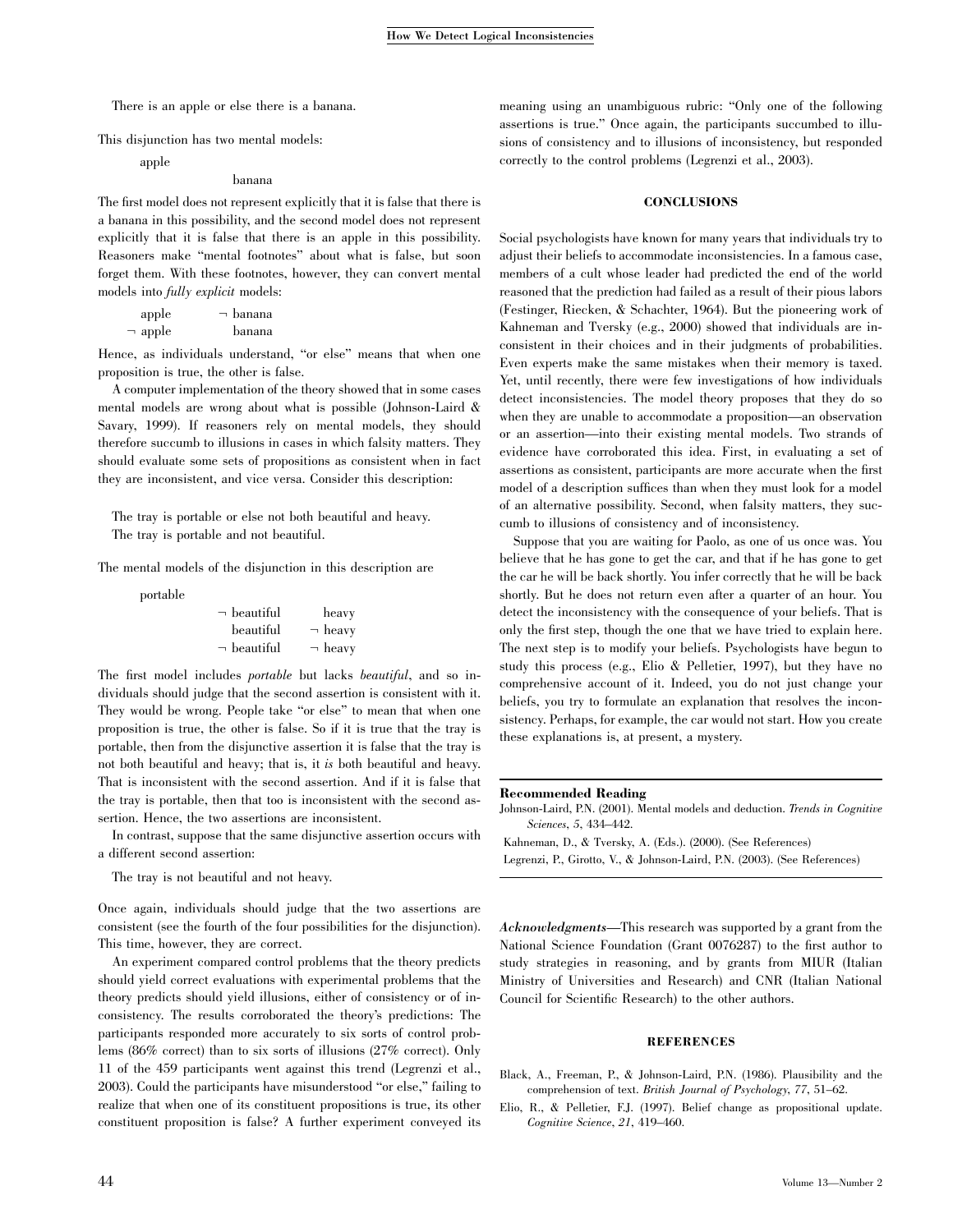There is an apple or else there is a banana.

This disjunction has two mental models:

```
apple
            banana
```

The first model does not represent explicitly that it is false that there is a banana in this possibility, and the second model does not represent explicitly that it is false that there is an apple in this possibility. Reasoners make "mental footnotes" about what is false, but soon forget them. With these footnotes, however, they can convert mental models into *fully explicit* models:

```
  apple      ¬ banana
¬ apple        banana
```

Hence, as individuals understand, "or else" means that when one proposition is true, the other is false.

A computer implementation of the theory showed that in some cases mental models are wrong about what is possible (Johnson-Laird & Savary, 1999). If reasoners rely on mental models, they should therefore succumb to illusions in cases in which falsity matters. They should evaluate some sets of propositions as consistent when in fact they are inconsistent, and vice versa. Consider this description:

The tray is portable or else not both beautiful and heavy.
The tray is portable and not beautiful.

The mental models of the disjunction in this description are

```
portable
            ¬ beautiful      heavy
              beautiful    ¬ heavy
            ¬ beautiful    ¬ heavy
```

The first model includes *portable* but lacks *beautiful*, and so individuals should judge that the second assertion is consistent with it. They would be wrong. People take "or else" to mean that when one proposition is true, the other is false. So if it is true that the tray is portable, then from the disjunctive assertion it is false that the tray is not both beautiful and heavy; that is, it *is* both beautiful and heavy. That is inconsistent with the second assertion. And if it is false that the tray is portable, then that too is inconsistent with the second assertion. Hence, the two assertions are inconsistent.

In contrast, suppose that the same disjunctive assertion occurs with a different second assertion:

The tray is not beautiful and not heavy.

Once again, individuals should judge that the two assertions are consistent (see the fourth of the four possibilities for the disjunction). This time, however, they are correct.

An experiment compared control problems that the theory predicts should yield correct evaluations with experimental problems that the theory predicts should yield illusions, either of consistency or of inconsistency. The results corroborated the theory's predictions: The participants responded more accurately to six sorts of control problems (86% correct) than to six sorts of illusions (27% correct). Only 11 of the 459 participants went against this trend (Legrenzi et al., 2003). Could the participants have misunderstood "or else," failing to realize that when one of its constituent propositions is true, its other constituent proposition is false? A further experiment conveyed its meaning using an unambiguous rubric: "Only one of the following assertions is true." Once again, the participants succumbed to illusions of consistency and to illusions of inconsistency, but responded correctly to the control problems (Legrenzi et al., 2003).

## CONCLUSIONS

Social psychologists have known for many years that individuals try to adjust their beliefs to accommodate inconsistencies. In a famous case, members of a cult whose leader had predicted the end of the world reasoned that the prediction had failed as a result of their pious labors (Festinger, Riecken, & Schachter, 1964). But the pioneering work of Kahneman and Tversky (e.g., 2000) showed that individuals are inconsistent in their choices and in their judgments of probabilities. Even experts make the same mistakes when their memory is taxed. Yet, until recently, there were few investigations of how individuals detect inconsistencies. The model theory proposes that they do so when they are unable to accommodate a proposition—an observation or an assertion—into their existing mental models. Two strands of evidence have corroborated this idea. First, in evaluating a set of assertions as consistent, participants are more accurate when the first model of a description suffices than when they must look for a model of an alternative possibility. Second, when falsity matters, they succumb to illusions of consistency and of inconsistency.

Suppose that you are waiting for Paolo, as one of us once was. You believe that he has gone to get the car, and that if he has gone to get the car he will be back shortly. You infer correctly that he will be back shortly. But he does not return even after a quarter of an hour. You detect the inconsistency with the consequence of your beliefs. That is only the first step, though the one that we have tried to explain here. The next step is to modify your beliefs. Psychologists have begun to study this process (e.g., Elio & Pelletier, 1997), but they have no comprehensive account of it. Indeed, you do not just change your beliefs, you try to formulate an explanation that resolves the inconsistency. Perhaps, for example, the car would not start. How you create these explanations is, at present, a mystery.

## Recommended Reading

Johnson-Laird, P.N. (2001). Mental models and deduction. *Trends in Cognitive Sciences*, *5*, 434–442.

Kahneman, D., & Tversky, A. (Eds.). (2000). (See References)

Legrenzi, P., Girotto, V., & Johnson-Laird, P.N. (2003). (See References)

***Acknowledgments***—This research was supported by a grant from the National Science Foundation (Grant 0076287) to the first author to study strategies in reasoning, and by grants from MIUR (Italian Ministry of Universities and Research) and CNR (Italian National Council for Scientific Research) to the other authors.

## REFERENCES

Black, A., Freeman, P., & Johnson-Laird, P.N. (1986). Plausibility and the comprehension of text. *British Journal of Psychology*, *77*, 51–62.

Elio, R., & Pelletier, F.J. (1997). Belief change as propositional update. *Cognitive Science*, *21*, 419–460.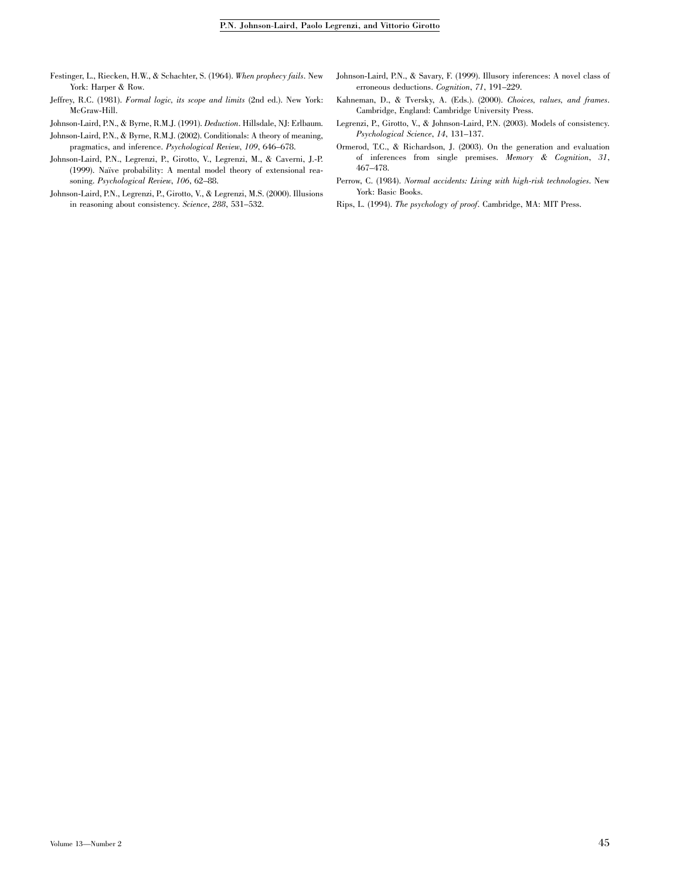Festinger, L., Riecken, H.W., & Schachter, S. (1964). *When prophecy fails*. New York: Harper & Row.

Jeffrey, R.C. (1981). *Formal logic, its scope and limits* (2nd ed.). New York: McGraw-Hill.

Johnson-Laird, P.N., & Byrne, R.M.J. (1991). *Deduction*. Hillsdale, NJ: Erlbaum.

Johnson-Laird, P.N., & Byrne, R.M.J. (2002). Conditionals: A theory of meaning, pragmatics, and inference. *Psychological Review*, *109*, 646–678.

Johnson-Laird, P.N., Legrenzi, P., Girotto, V., Legrenzi, M., & Caverni, J.-P. (1999). Naïve probability: A mental model theory of extensional reasoning. *Psychological Review*, *106*, 62–88.

Johnson-Laird, P.N., Legrenzi, P., Girotto, V., & Legrenzi, M.S. (2000). Illusions in reasoning about consistency. *Science*, *288*, 531–532.

Johnson-Laird, P.N., & Savary, F. (1999). Illusory inferences: A novel class of erroneous deductions. *Cognition*, *71*, 191–229.

Kahneman, D., & Tversky, A. (Eds.). (2000). *Choices, values, and frames*. Cambridge, England: Cambridge University Press.

Legrenzi, P., Girotto, V., & Johnson-Laird, P.N. (2003). Models of consistency. *Psychological Science*, *14*, 131–137.

Ormerod, T.C., & Richardson, J. (2003). On the generation and evaluation of inferences from single premises. *Memory & Cognition*, *31*, 467–478.

Perrow, C. (1984). *Normal accidents: Living with high-risk technologies*. New York: Basic Books.

Rips, L. (1994). *The psychology of proof*. Cambridge, MA: MIT Press.